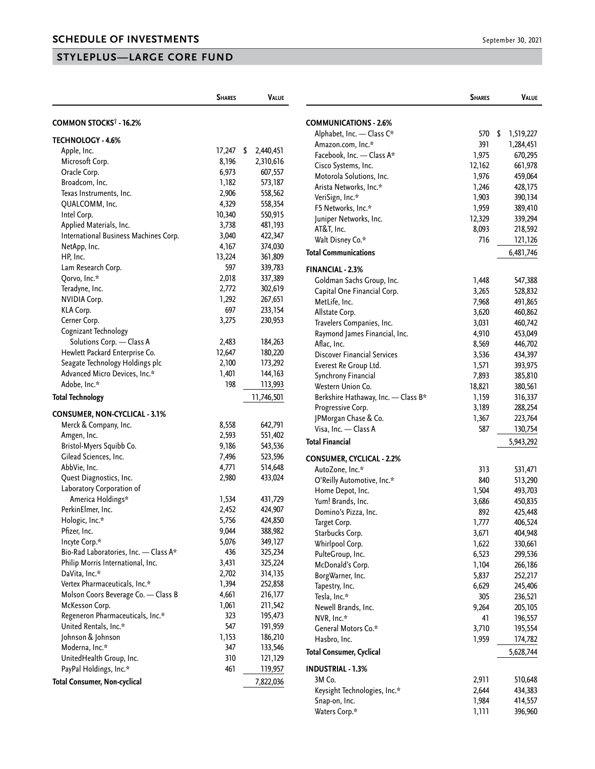## SCHEDULE OF INVESTMENTS

September 30, 2021

## STYLEPLUS—LARGE CORE FUND

| | Shares | Value |
|---|---|---|
| **COMMON STOCKS† - 16.2%** | | |
| **TECHNOLOGY - 4.6%** | | |
| Apple, Inc. | 17,247 | $ 2,440,451 |
| Microsoft Corp. | 8,196 | 2,310,616 |
| Oracle Corp. | 6,973 | 607,557 |
| Broadcom, Inc. | 1,182 | 573,187 |
| Texas Instruments, Inc. | 2,906 | 558,562 |
| QUALCOMM, Inc. | 4,329 | 558,354 |
| Intel Corp. | 10,340 | 550,915 |
| Applied Materials, Inc. | 3,738 | 481,193 |
| International Business Machines Corp. | 3,040 | 422,347 |
| NetApp, Inc. | 4,167 | 374,030 |
| HP, Inc. | 13,224 | 361,809 |
| Lam Research Corp. | 597 | 339,783 |
| Qorvo, Inc.* | 2,018 | 337,389 |
| Teradyne, Inc. | 2,772 | 302,619 |
| NVIDIA Corp. | 1,292 | 267,651 |
| KLA Corp. | 697 | 233,154 |
| Cerner Corp. | 3,275 | 230,953 |
| Cognizant Technology Solutions Corp. — Class A | 2,483 | 184,263 |
| Hewlett Packard Enterprise Co. | 12,647 | 180,220 |
| Seagate Technology Holdings plc | 2,100 | 173,292 |
| Advanced Micro Devices, Inc.* | 1,401 | 144,163 |
| Adobe, Inc.* | 198 | 113,993 |
| **Total Technology** | | 11,746,501 |
| **CONSUMER, NON-CYCLICAL - 3.1%** | | |
| Merck & Company, Inc. | 8,558 | 642,791 |
| Amgen, Inc. | 2,593 | 551,402 |
| Bristol-Myers Squibb Co. | 9,186 | 543,536 |
| Gilead Sciences, Inc. | 7,496 | 523,596 |
| AbbVie, Inc. | 4,771 | 514,648 |
| Quest Diagnostics, Inc. | 2,980 | 433,024 |
| Laboratory Corporation of America Holdings* | 1,534 | 431,729 |
| PerkinElmer, Inc. | 2,452 | 424,907 |
| Hologic, Inc.* | 5,756 | 424,850 |
| Pfizer, Inc. | 9,044 | 388,982 |
| Incyte Corp.* | 5,076 | 349,127 |
| Bio-Rad Laboratories, Inc. — Class A* | 436 | 325,234 |
| Philip Morris International, Inc. | 3,431 | 325,224 |
| DaVita, Inc.* | 2,702 | 314,135 |
| Vertex Pharmaceuticals, Inc.* | 1,394 | 252,858 |
| Molson Coors Beverage Co. — Class B | 4,661 | 216,177 |
| McKesson Corp. | 1,061 | 211,542 |
| Regeneron Pharmaceuticals, Inc.* | 323 | 195,473 |
| United Rentals, Inc.* | 547 | 191,959 |
| Johnson & Johnson | 1,153 | 186,210 |
| Moderna, Inc.* | 347 | 133,546 |
| UnitedHealth Group, Inc. | 310 | 121,129 |
| PayPal Holdings, Inc.* | 461 | 119,957 |
| **Total Consumer, Non-cyclical** | | 7,822,036 |
| **COMMUNICATIONS - 2.6%** | | |
| Alphabet, Inc. — Class C* | 570 | $ 1,519,227 |
| Amazon.com, Inc.* | 391 | 1,284,451 |
| Facebook, Inc. — Class A* | 1,975 | 670,295 |
| Cisco Systems, Inc. | 12,162 | 661,978 |
| Motorola Solutions, Inc. | 1,976 | 459,064 |
| Arista Networks, Inc.* | 1,246 | 428,175 |
| VeriSign, Inc.* | 1,903 | 390,134 |
| F5 Networks, Inc.* | 1,959 | 389,410 |
| Juniper Networks, Inc. | 12,329 | 339,294 |
| AT&T, Inc. | 8,093 | 218,592 |
| Walt Disney Co.* | 716 | 121,126 |
| **Total Communications** | | 6,481,746 |
| **FINANCIAL - 2.3%** | | |
| Goldman Sachs Group, Inc. | 1,448 | 547,388 |
| Capital One Financial Corp. | 3,265 | 528,832 |
| MetLife, Inc. | 7,968 | 491,865 |
| Allstate Corp. | 3,620 | 460,862 |
| Travelers Companies, Inc. | 3,031 | 460,742 |
| Raymond James Financial, Inc. | 4,910 | 453,049 |
| Aflac, Inc. | 8,569 | 446,702 |
| Discover Financial Services | 3,536 | 434,397 |
| Everest Re Group Ltd. | 1,571 | 393,975 |
| Synchrony Financial | 7,893 | 385,810 |
| Western Union Co. | 18,821 | 380,561 |
| Berkshire Hathaway, Inc. — Class B* | 1,159 | 316,337 |
| Progressive Corp. | 3,189 | 288,254 |
| JPMorgan Chase & Co. | 1,367 | 223,764 |
| Visa, Inc. — Class A | 587 | 130,754 |
| **Total Financial** | | 5,943,292 |
| **CONSUMER, CYCLICAL - 2.2%** | | |
| AutoZone, Inc.* | 313 | 531,471 |
| O'Reilly Automotive, Inc.* | 840 | 513,290 |
| Home Depot, Inc. | 1,504 | 493,703 |
| Yum! Brands, Inc. | 3,686 | 450,835 |
| Domino's Pizza, Inc. | 892 | 425,448 |
| Target Corp. | 1,777 | 406,524 |
| Starbucks Corp. | 3,671 | 404,948 |
| Whirlpool Corp. | 1,622 | 330,661 |
| PulteGroup, Inc. | 6,523 | 299,536 |
| McDonald's Corp. | 1,104 | 266,186 |
| BorgWarner, Inc. | 5,837 | 252,217 |
| Tapestry, Inc. | 6,629 | 245,406 |
| Tesla, Inc.* | 305 | 236,521 |
| Newell Brands, Inc. | 9,264 | 205,105 |
| NVR, Inc.* | 41 | 196,557 |
| General Motors Co.* | 3,710 | 195,554 |
| Hasbro, Inc. | 1,959 | 174,782 |
| **Total Consumer, Cyclical** | | 5,628,744 |
| **INDUSTRIAL - 1.3%** | | |
| 3M Co. | 2,911 | 510,648 |
| Keysight Technologies, Inc.* | 2,644 | 434,383 |
| Snap-on, Inc. | 1,984 | 414,557 |
| Waters Corp.* | 1,111 | 396,960 |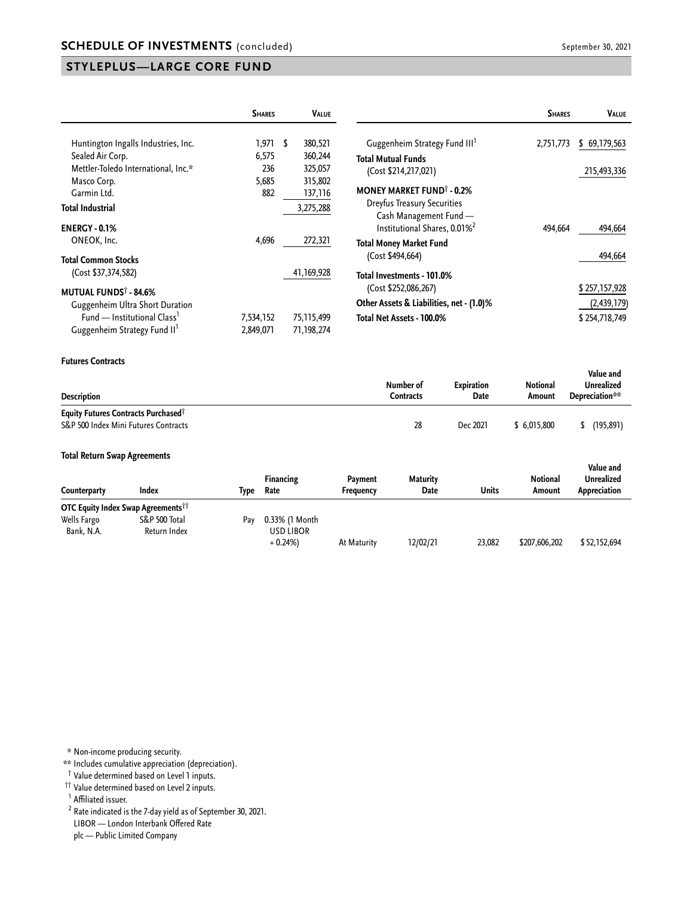# SCHEDULE OF INVESTMENTS (concluded)

September 30, 2021

## STYLEPLUS—LARGE CORE FUND

| | Shares | Value |
|---|---|---|
| Huntington Ingalls Industries, Inc. | 1,971 | $ 380,521 |
| Sealed Air Corp. | 6,575 | 360,244 |
| Mettler-Toledo International, Inc.* | 236 | 325,057 |
| Masco Corp. | 5,685 | 315,802 |
| Garmin Ltd. | 882 | 137,116 |
| **Total Industrial** | | 3,275,288 |
| **ENERGY - 0.1%** | | |
| ONEOK, Inc. | 4,696 | 272,321 |
| **Total Common Stocks** (Cost $37,374,582) | | 41,169,928 |
| **MUTUAL FUNDS† - 84.6%** | | |
| Guggenheim Ultra Short Duration Fund — Institutional Class[1] | 7,534,152 | 75,115,499 |
| Guggenheim Strategy Fund II[1] | 2,849,071 | 71,198,274 |
| Guggenheim Strategy Fund III[1] | 2,751,773 | $ 69,179,563 |
| **Total Mutual Funds** (Cost $214,217,021) | | 215,493,336 |
| **MONEY MARKET FUND† - 0.2%** | | |
| Dreyfus Treasury Securities Cash Management Fund — Institutional Shares, 0.01%[2] | 494,664 | 494,664 |
| **Total Money Market Fund** (Cost $494,664) | | 494,664 |
| **Total Investments - 101.0%** (Cost $252,086,267) | | $ 257,157,928 |
| **Other Assets & Liabilities, net - (1.0)%** | | (2,439,179) |
| **Total Net Assets - 100.0%** | | $ 254,718,749 |

**Futures Contracts**

| Description | Number of Contracts | Expiration Date | Notional Amount | Value and Unrealized Depreciation** |
|---|---|---|---|---|
| **Equity Futures Contracts Purchased†** | | | | |
| S&P 500 Index Mini Futures Contracts | 28 | Dec 2021 | $ 6,015,800 | $ (195,891) |

**Total Return Swap Agreements**

| Counterparty | Index | Type | Financing Rate | Payment Frequency | Maturity Date | Units | Notional Amount | Value and Unrealized Appreciation |
|---|---|---|---|---|---|---|---|---|
| **OTC Equity Index Swap Agreements††** | | | | | | | | |
| Wells Fargo Bank, N.A. | S&P 500 Total Return Index | Pay | 0.33% (1 Month USD LIBOR + 0.24%) | At Maturity | 12/02/21 | 23,082 | $207,606,202 | $ 52,152,694 |

\* Non-income producing security.

** Includes cumulative appreciation (depreciation).

† Value determined based on Level 1 inputs.

†† Value determined based on Level 2 inputs.

[1] Affiliated issuer.

[2] Rate indicated is the 7-day yield as of September 30, 2021.

LIBOR — London Interbank Offered Rate

plc — Public Limited Company